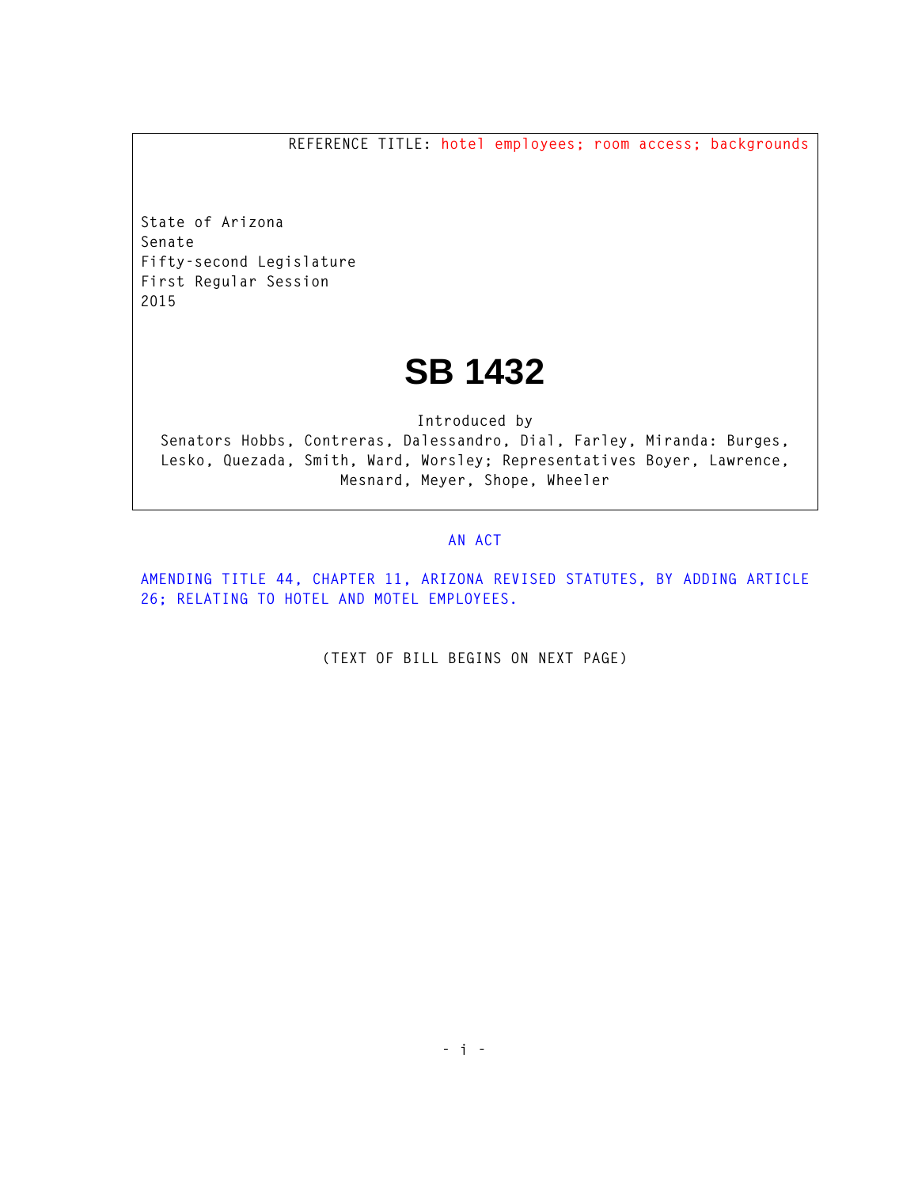REFERENCE TITLE: hotel employees; room access; backgrounds

State of Arizona
Senate
Fifty-second Legislature
First Regular Session
2015

# SB 1432

Introduced by
Senators Hobbs, Contreras, Dalessandro, Dial, Farley, Miranda: Burges, Lesko, Quezada, Smith, Ward, Worsley; Representatives Boyer, Lawrence, Mesnard, Meyer, Shope, Wheeler

AN ACT

AMENDING TITLE 44, CHAPTER 11, ARIZONA REVISED STATUTES, BY ADDING ARTICLE 26; RELATING TO HOTEL AND MOTEL EMPLOYEES.

(TEXT OF BILL BEGINS ON NEXT PAGE)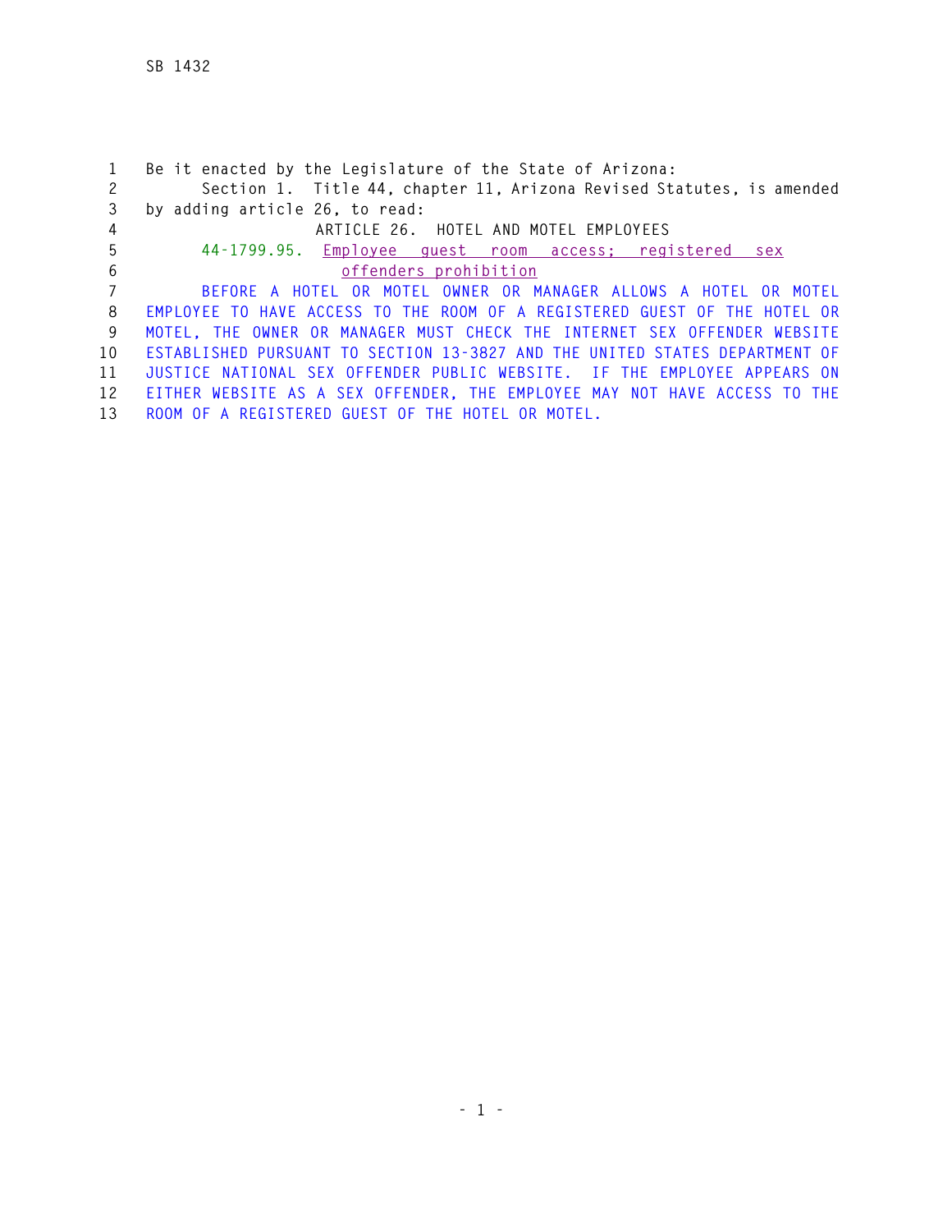Be it enacted by the Legislature of the State of Arizona:

Section 1. Title 44, chapter 11, Arizona Revised Statutes, is amended by adding article 26, to read:

ARTICLE 26. HOTEL AND MOTEL EMPLOYEES

44-1799.95. Employee guest room access; registered sex offenders prohibition

BEFORE A HOTEL OR MOTEL OWNER OR MANAGER ALLOWS A HOTEL OR MOTEL EMPLOYEE TO HAVE ACCESS TO THE ROOM OF A REGISTERED GUEST OF THE HOTEL OR MOTEL, THE OWNER OR MANAGER MUST CHECK THE INTERNET SEX OFFENDER WEBSITE ESTABLISHED PURSUANT TO SECTION 13-3827 AND THE UNITED STATES DEPARTMENT OF JUSTICE NATIONAL SEX OFFENDER PUBLIC WEBSITE. IF THE EMPLOYEE APPEARS ON EITHER WEBSITE AS A SEX OFFENDER, THE EMPLOYEE MAY NOT HAVE ACCESS TO THE ROOM OF A REGISTERED GUEST OF THE HOTEL OR MOTEL.